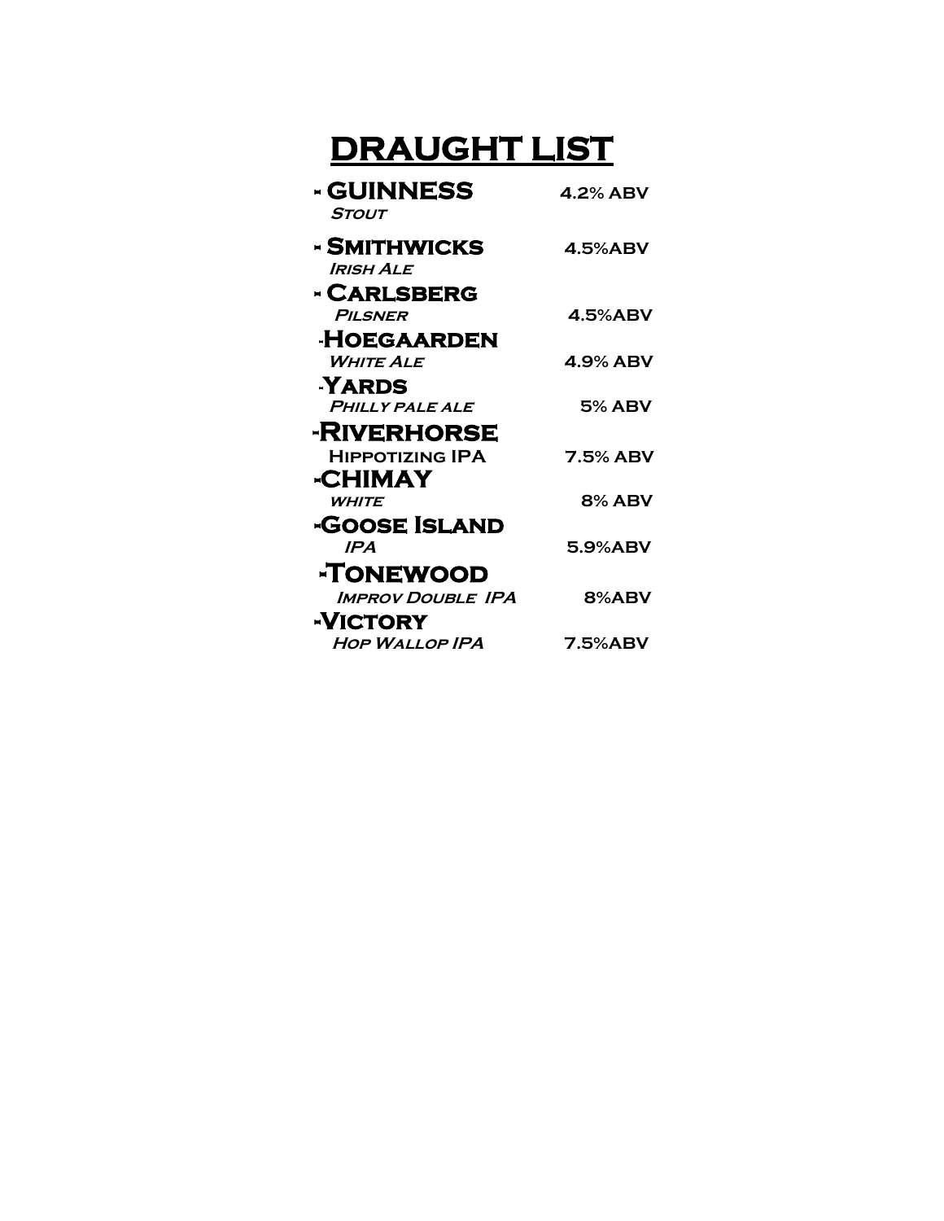# DRAUGHT LIST

- **GUINNESS** — **4.2% ABV**
  *Stout*
- **Smithwicks** — **4.5%ABV**
  *Irish Ale*
- **Carlsberg**
  *Pilsner* — **4.5%ABV**
- **Hoegaarden**
  *White Ale* — **4.9% ABV**
- **Yards**
  *Philly pale ale* — **5% ABV**
- **Riverhorse**
  **Hippotizing IPA** — **7.5% ABV**
- **CHIMAY**
  *white* — **8% ABV**
- **Goose Island**
  *IPA* — **5.9%ABV**
- **Tonewood**
  *Improv Double IPA* — **8%ABV**
- **Victory**
  *Hop Wallop IPA* — **7.5%ABV**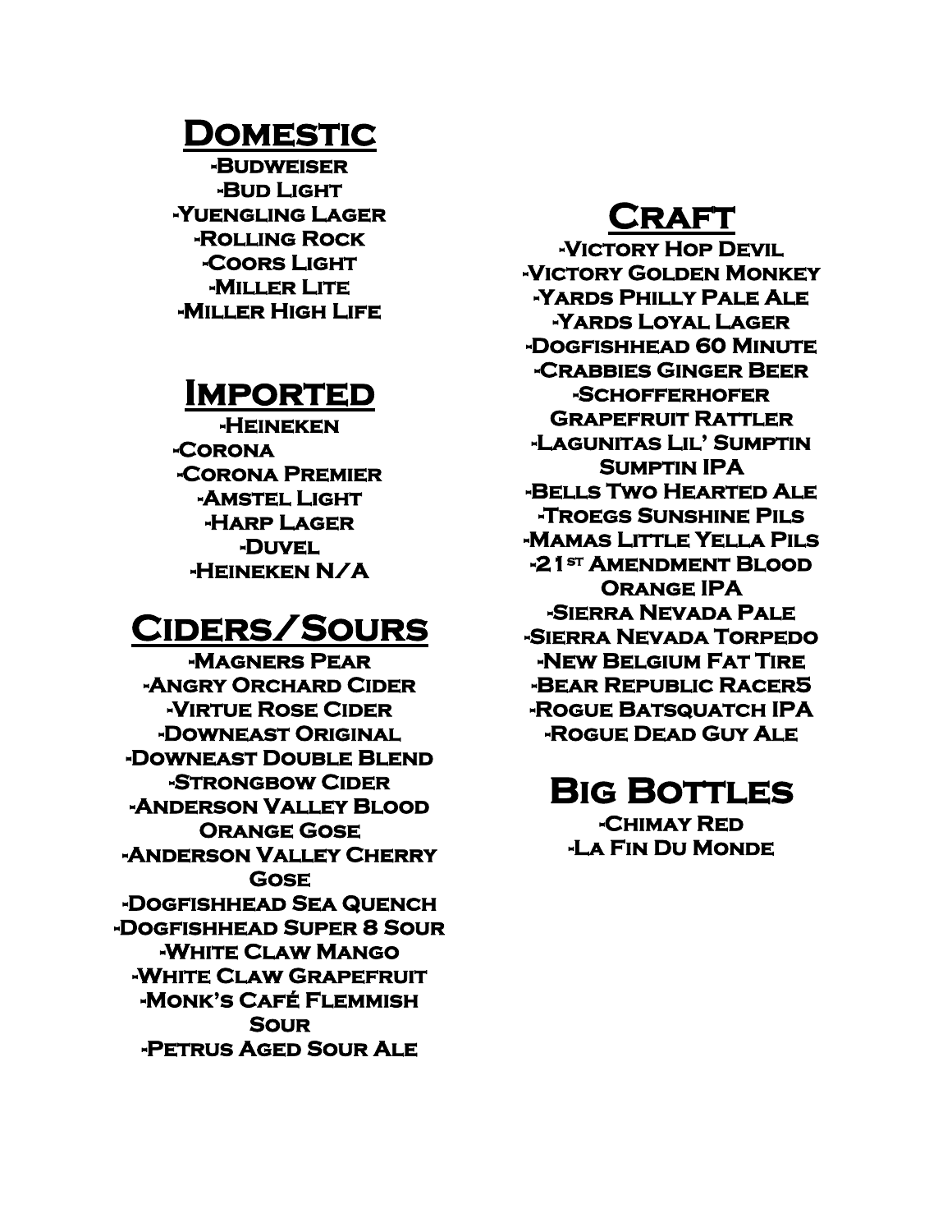## Domestic

- Budweiser
- Bud Light
- Yuengling Lager
- Rolling Rock
- Coors Light
- Miller Lite
- Miller High Life

## Imported

- Heineken
- Corona
- Corona Premier
- Amstel Light
- Harp Lager
- Duvel
- Heineken N/A

## Ciders/Sours

- Magners Pear
- Angry Orchard Cider
- Virtue Rose Cider
- Downeast Original
- Downeast Double Blend
- Strongbow Cider
- Anderson Valley Blood Orange Gose
- Anderson Valley Cherry Gose
- Dogfishhead Sea Quench
- Dogfishhead Super 8 Sour
- White Claw Mango
- White Claw Grapefruit
- Monk's Café Flemmish Sour
- Petrus Aged Sour Ale

## Craft

- Victory Hop Devil
- Victory Golden Monkey
- Yards Philly Pale Ale
- Yards Loyal Lager
- Dogfishhead 60 Minute
- Crabbies Ginger Beer
- Schofferhofer Grapefruit Rattler
- Lagunitas Lil' Sumptin Sumptin IPA
- Bells Two Hearted Ale
- Troegs Sunshine Pils
- Mamas Little Yella Pils
- 21st Amendment Blood Orange IPA
- Sierra Nevada Pale
- Sierra Nevada Torpedo
- New Belgium Fat Tire
- Bear Republic Racer5
- Rogue Batsquatch IPA
- Rogue Dead Guy Ale

## Big Bottles

- Chimay Red
- La Fin Du Monde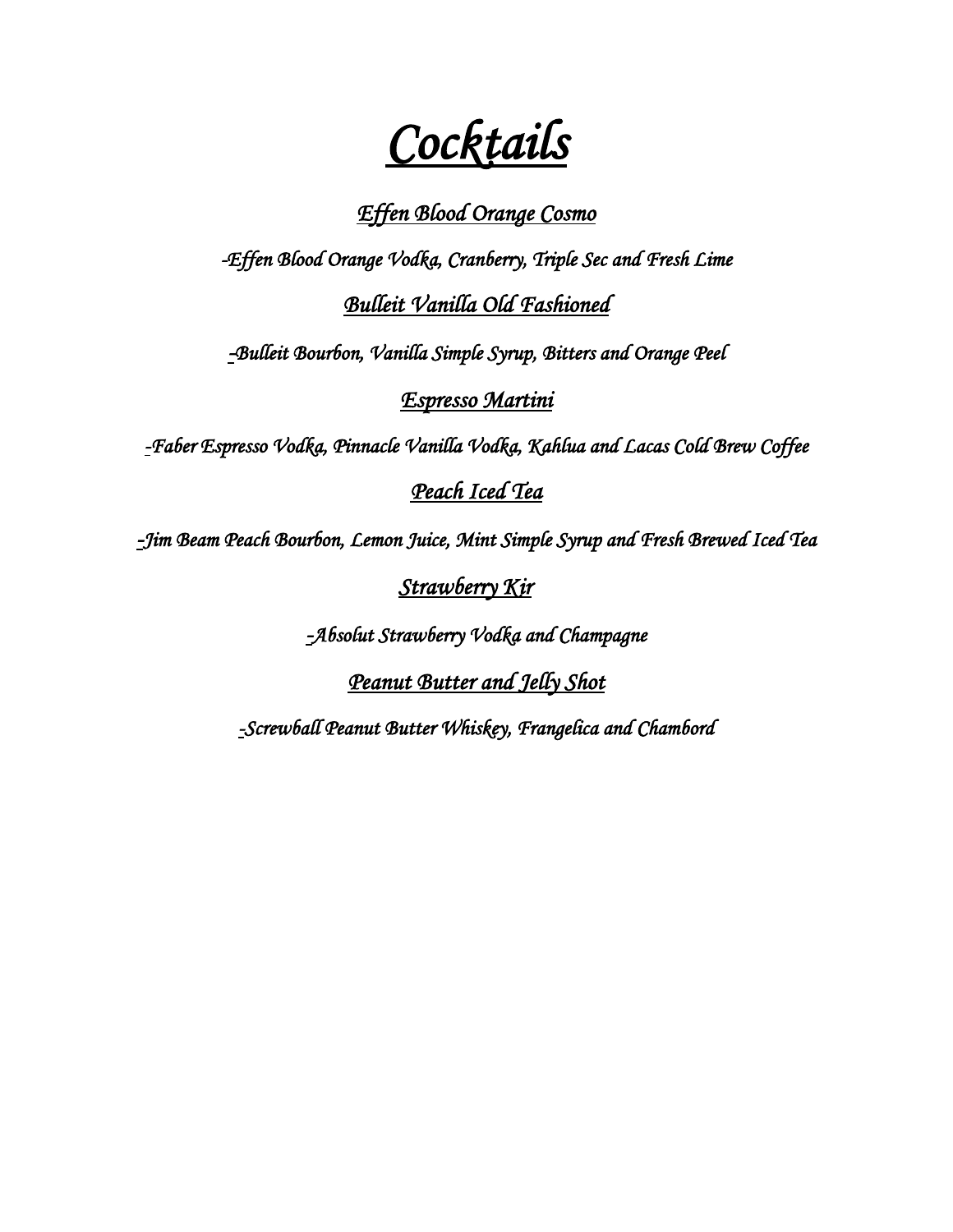# *Cocktails*

## *Effen Blood Orange Cosmo*

*-Effen Blood Orange Vodka, Cranberry, Triple Sec and Fresh Lime*

## *Bulleit Vanilla Old Fashioned*

*-Bulleit Bourbon, Vanilla Simple Syrup, Bitters and Orange Peel*

## *Espresso Martini*

*-Faber Espresso Vodka, Pinnacle Vanilla Vodka, Kahlua and Lacas Cold Brew Coffee*

## *Peach Iced Tea*

*-Jim Beam Peach Bourbon, Lemon Juice, Mint Simple Syrup and Fresh Brewed Iced Tea*

## *Strawberry Kir*

*-Absolut Strawberry Vodka and Champagne*

## *Peanut Butter and Jelly Shot*

*-Screwball Peanut Butter Whiskey, Frangelica and Chambord*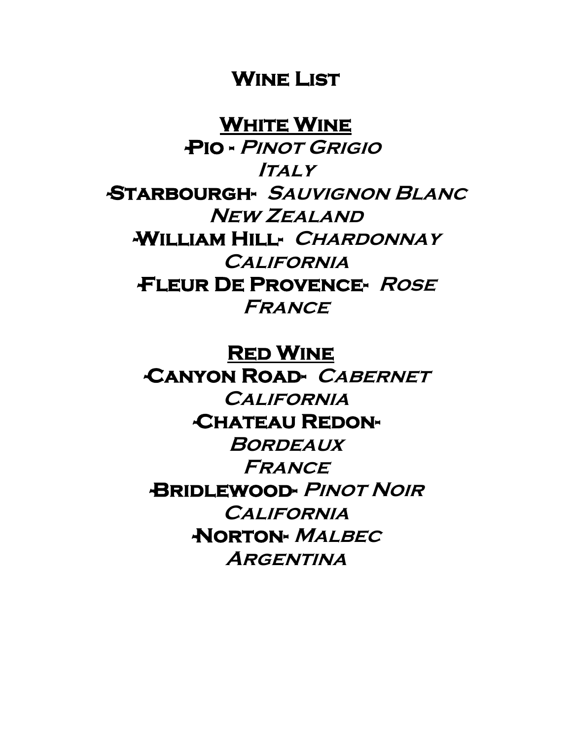# Wine List

## White Wine

**-Pio -** *Pinot Grigio*
*Italy*

**-Starbourgh-** *Sauvignon Blanc*
*New Zealand*

**-William Hill-** *Chardonnay*
*California*

**-Fleur De Provence-** *Rose*
*France*

## Red Wine

**-Canyon Road-** *Cabernet*
*California*

**-Chateau Redon-**
*Bordeaux*
*France*

**-Bridlewood-** *Pinot Noir*
*California*

**-Norton-** *Malbec*
*Argentina*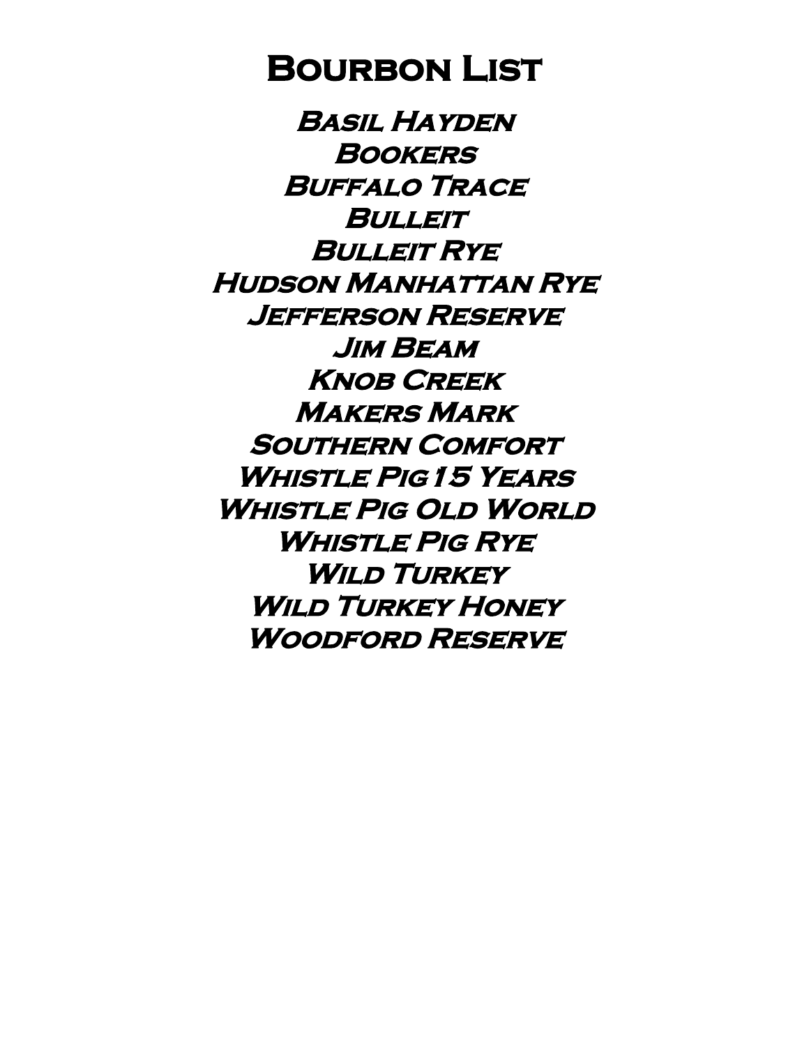# Bourbon List

**_Basil Hayden_**
**_Bookers_**
**_Buffalo Trace_**
**_Bulleit_**
**_Bulleit Rye_**
**_Hudson Manhattan Rye_**
**_Jefferson Reserve_**
**_Jim Beam_**
**_Knob Creek_**
**_Makers Mark_**
**_Southern Comfort_**
**_Whistle Pig 15 Years_**
**_Whistle Pig Old World_**
**_Whistle Pig Rye_**
**_Wild Turkey_**
**_Wild Turkey Honey_**
**_Woodford Reserve_**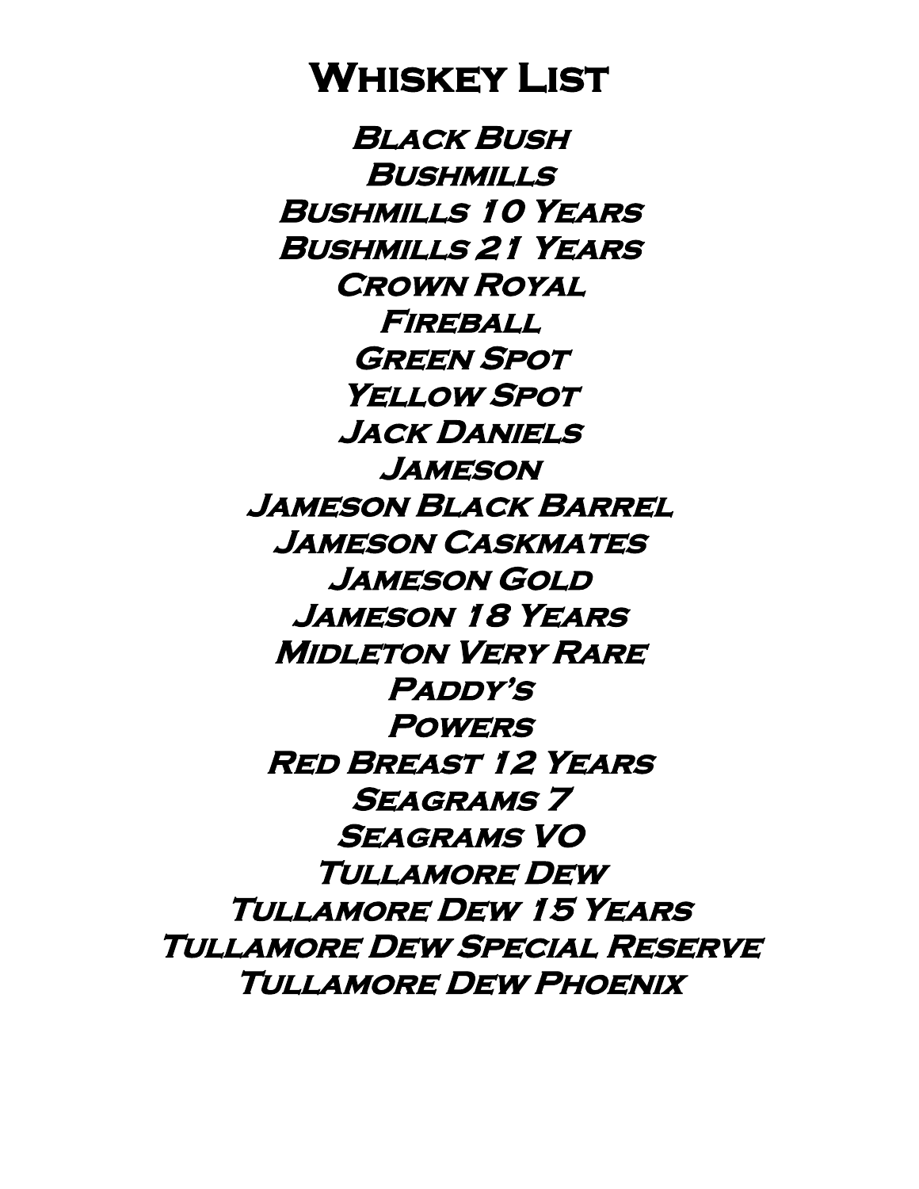# Whiskey List

Black Bush
Bushmills
Bushmills 10 Years
Bushmills 21 Years
Crown Royal
Fireball
Green Spot
Yellow Spot
Jack Daniels
Jameson
Jameson Black Barrel
Jameson Caskmates
Jameson Gold
Jameson 18 Years
Midleton Very Rare
Paddy's
Powers
Red Breast 12 Years
Seagrams 7
Seagrams VO
Tullamore Dew
Tullamore Dew 15 Years
Tullamore Dew Special Reserve
Tullamore Dew Phoenix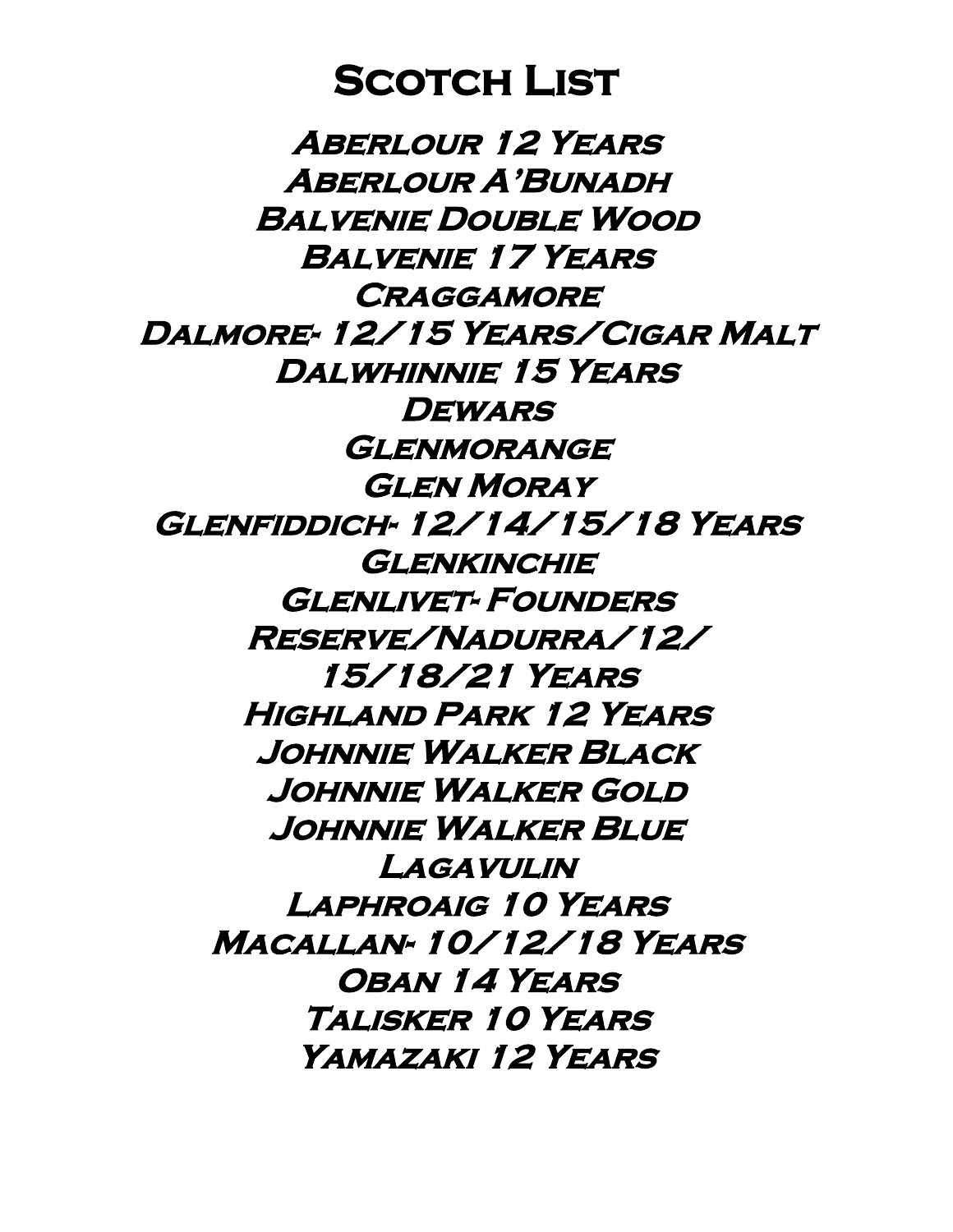# Scotch List

Aberlour 12 Years
Aberlour A'Bunadh
Balvenie Double Wood
Balvenie 17 Years
Craggamore
Dalmore- 12/15 Years/Cigar Malt
Dalwhinnie 15 Years
Dewars
Glenmorange
Glen Moray
Glenfiddich- 12/14/15/18 Years
Glenkinchie
Glenlivet- Founders
Reserve/Nadurra/12/
15/18/21 Years
Highland Park 12 Years
Johnnie Walker Black
Johnnie Walker Gold
Johnnie Walker Blue
Lagavulin
Laphroaig 10 Years
Macallan- 10/12/18 Years
Oban 14 Years
Talisker 10 Years
Yamazaki 12 Years